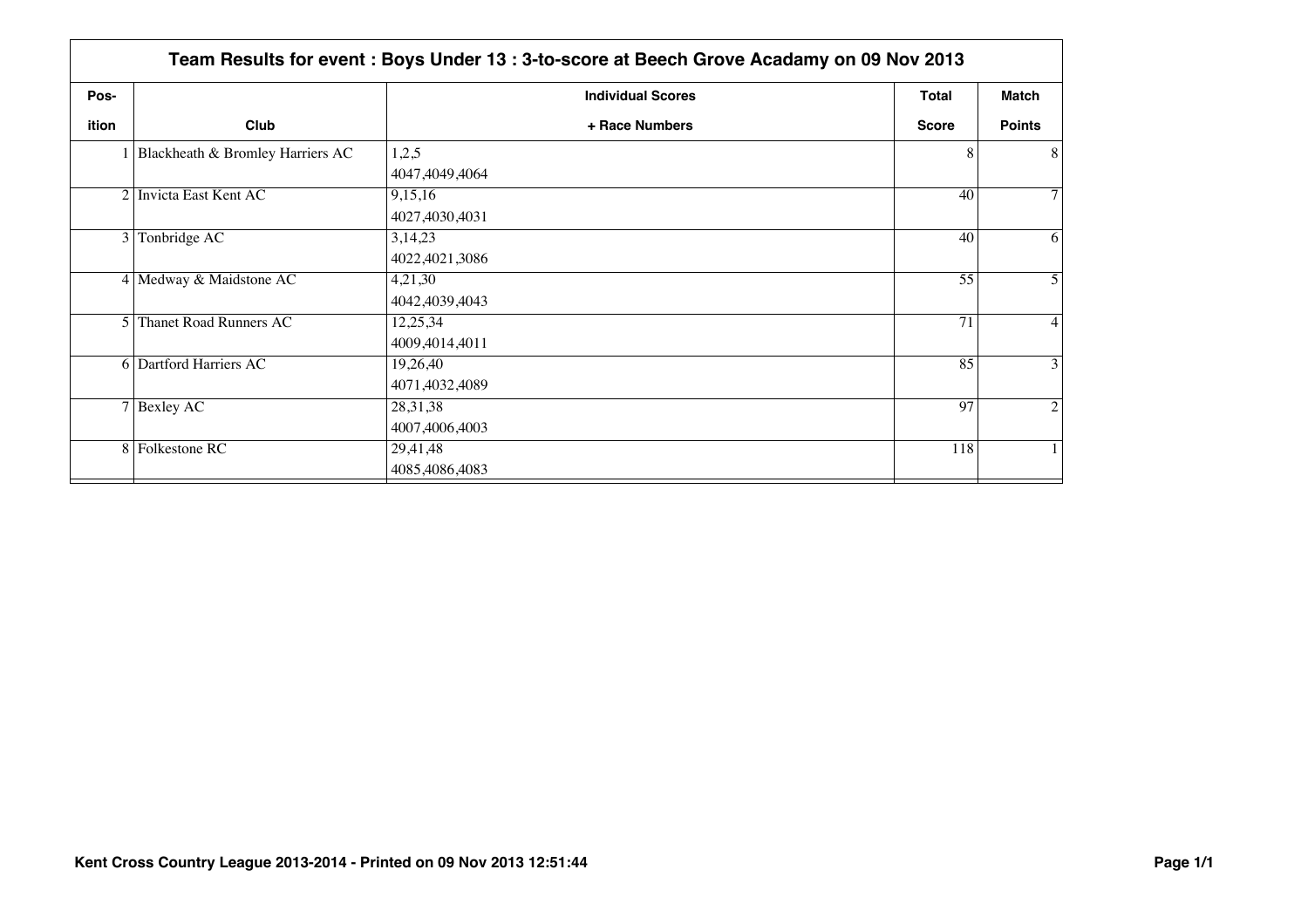## Team Results for event : Boys Under 13 : 3-to-score at Beech Grove Acadamy on 09 Nov 2013

| Position | Club | Individual Scores + Race Numbers | Total Score | Match Points |
|---|---|---|---|---|
| 1 | Blackheath & Bromley Harriers AC | 1,2,5<br>4047,4049,4064 | 8 | 8 |
| 2 | Invicta East Kent AC | 9,15,16<br>4027,4030,4031 | 40 | 7 |
| 3 | Tonbridge AC | 3,14,23<br>4022,4021,3086 | 40 | 6 |
| 4 | Medway & Maidstone AC | 4,21,30<br>4042,4039,4043 | 55 | 5 |
| 5 | Thanet Road Runners AC | 12,25,34<br>4009,4014,4011 | 71 | 4 |
| 6 | Dartford Harriers AC | 19,26,40<br>4071,4032,4089 | 85 | 3 |
| 7 | Bexley AC | 28,31,38<br>4007,4006,4003 | 97 | 2 |
| 8 | Folkestone RC | 29,41,48<br>4085,4086,4083 | 118 | 1 |

Kent Cross Country League 2013-2014 - Printed on 09 Nov 2013 12:51:44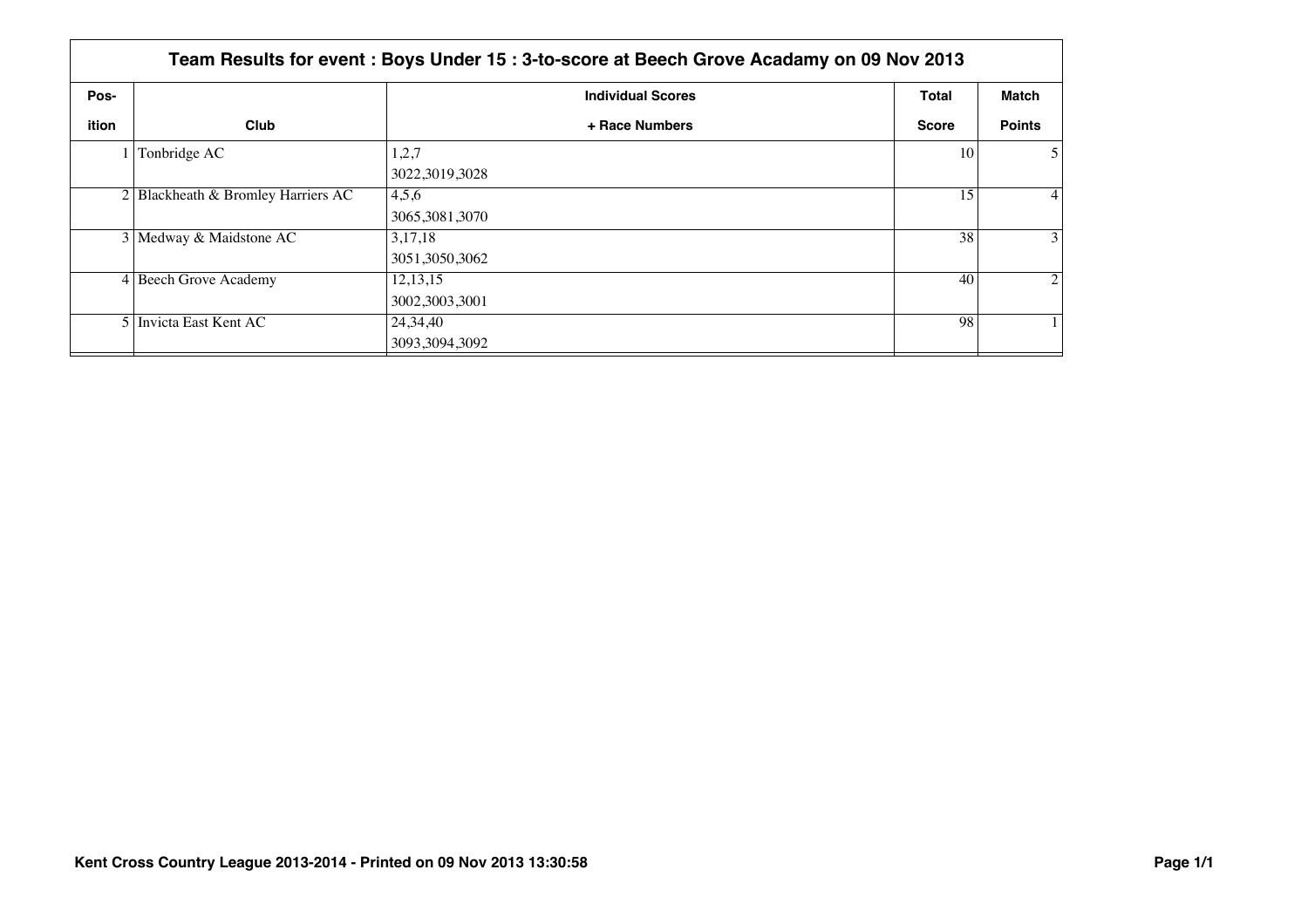## Team Results for event : Boys Under 15 : 3-to-score at Beech Grove Acadamy on 09 Nov 2013

| Pos-ition | Club | Individual Scores + Race Numbers | Total Score | Match Points |
|---|---|---|---|---|
| 1 | Tonbridge AC | 1,2,7<br>3022,3019,3028 | 10 | 5 |
| 2 | Blackheath & Bromley Harriers AC | 4,5,6<br>3065,3081,3070 | 15 | 4 |
| 3 | Medway & Maidstone AC | 3,17,18<br>3051,3050,3062 | 38 | 3 |
| 4 | Beech Grove Academy | 12,13,15<br>3002,3003,3001 | 40 | 2 |
| 5 | Invicta East Kent AC | 24,34,40<br>3093,3094,3092 | 98 | 1 |

**Kent Cross Country League 2013-2014 - Printed on 09 Nov 2013 13:30:58**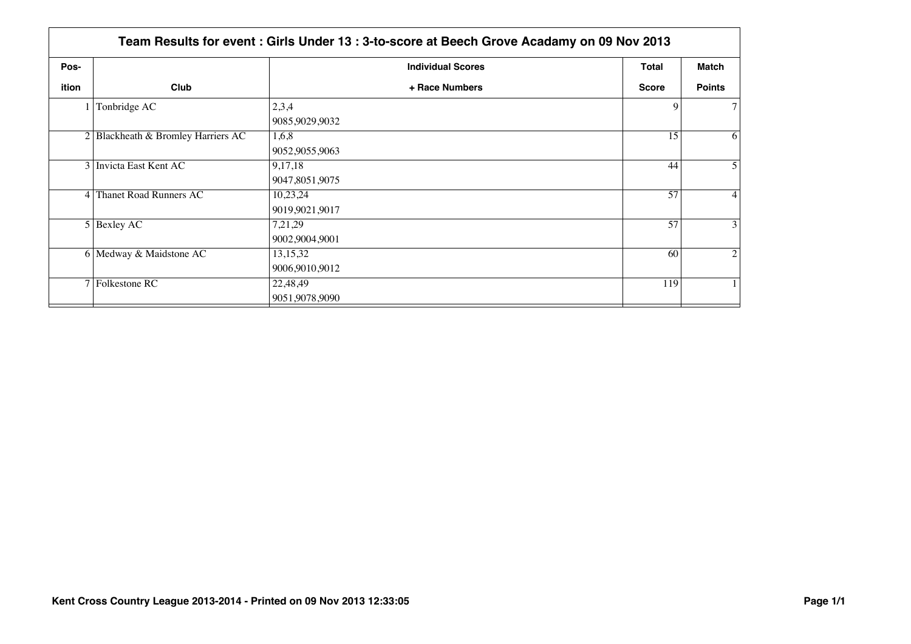## Team Results for event : Girls Under 13 : 3-to-score at Beech Grove Acadamy on 09 Nov 2013

| Position | Club | Individual Scores + Race Numbers | Total Score | Match Points |
|---|---|---|---|---|
| 1 | Tonbridge AC | 2,3,4<br>9085,9029,9032 | 9 | 7 |
| 2 | Blackheath & Bromley Harriers AC | 1,6,8<br>9052,9055,9063 | 15 | 6 |
| 3 | Invicta East Kent AC | 9,17,18<br>9047,8051,9075 | 44 | 5 |
| 4 | Thanet Road Runners AC | 10,23,24<br>9019,9021,9017 | 57 | 4 |
| 5 | Bexley AC | 7,21,29<br>9002,9004,9001 | 57 | 3 |
| 6 | Medway & Maidstone AC | 13,15,32<br>9006,9010,9012 | 60 | 2 |
| 7 | Folkestone RC | 22,48,49<br>9051,9078,9090 | 119 | 1 |

Kent Cross Country League 2013-2014 - Printed on 09 Nov 2013 12:33:05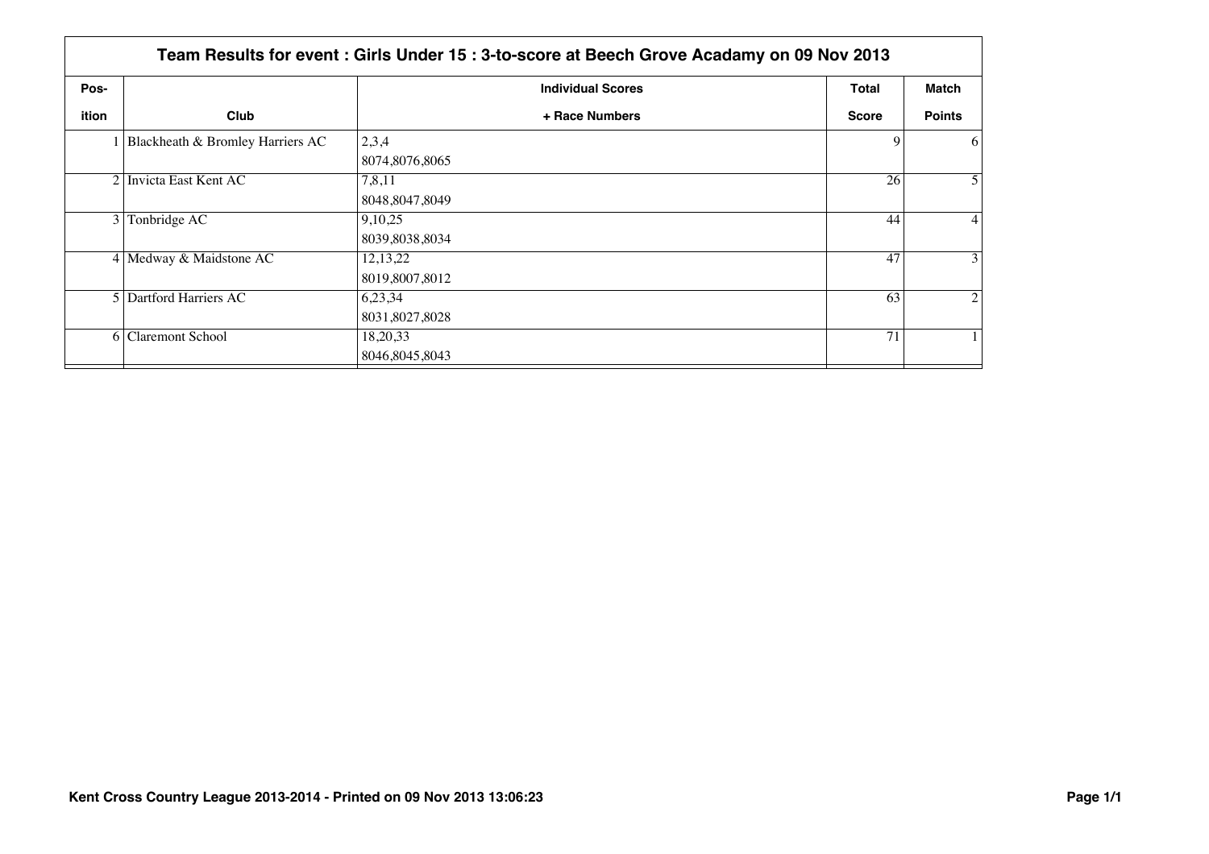## Team Results for event : Girls Under 15 : 3-to-score at Beech Grove Acadamy on 09 Nov 2013

| Pos-ition | Club | Individual Scores + Race Numbers | Total Score | Match Points |
|---|---|---|---|---|
| 1 | Blackheath & Bromley Harriers AC | 2,3,4<br>8074,8076,8065 | 9 | 6 |
| 2 | Invicta East Kent AC | 7,8,11<br>8048,8047,8049 | 26 | 5 |
| 3 | Tonbridge AC | 9,10,25<br>8039,8038,8034 | 44 | 4 |
| 4 | Medway & Maidstone AC | 12,13,22<br>8019,8007,8012 | 47 | 3 |
| 5 | Dartford Harriers AC | 6,23,34<br>8031,8027,8028 | 63 | 2 |
| 6 | Claremont School | 18,20,33<br>8046,8045,8043 | 71 | 1 |

**Kent Cross Country League 2013-2014 - Printed on 09 Nov 2013 13:06:23**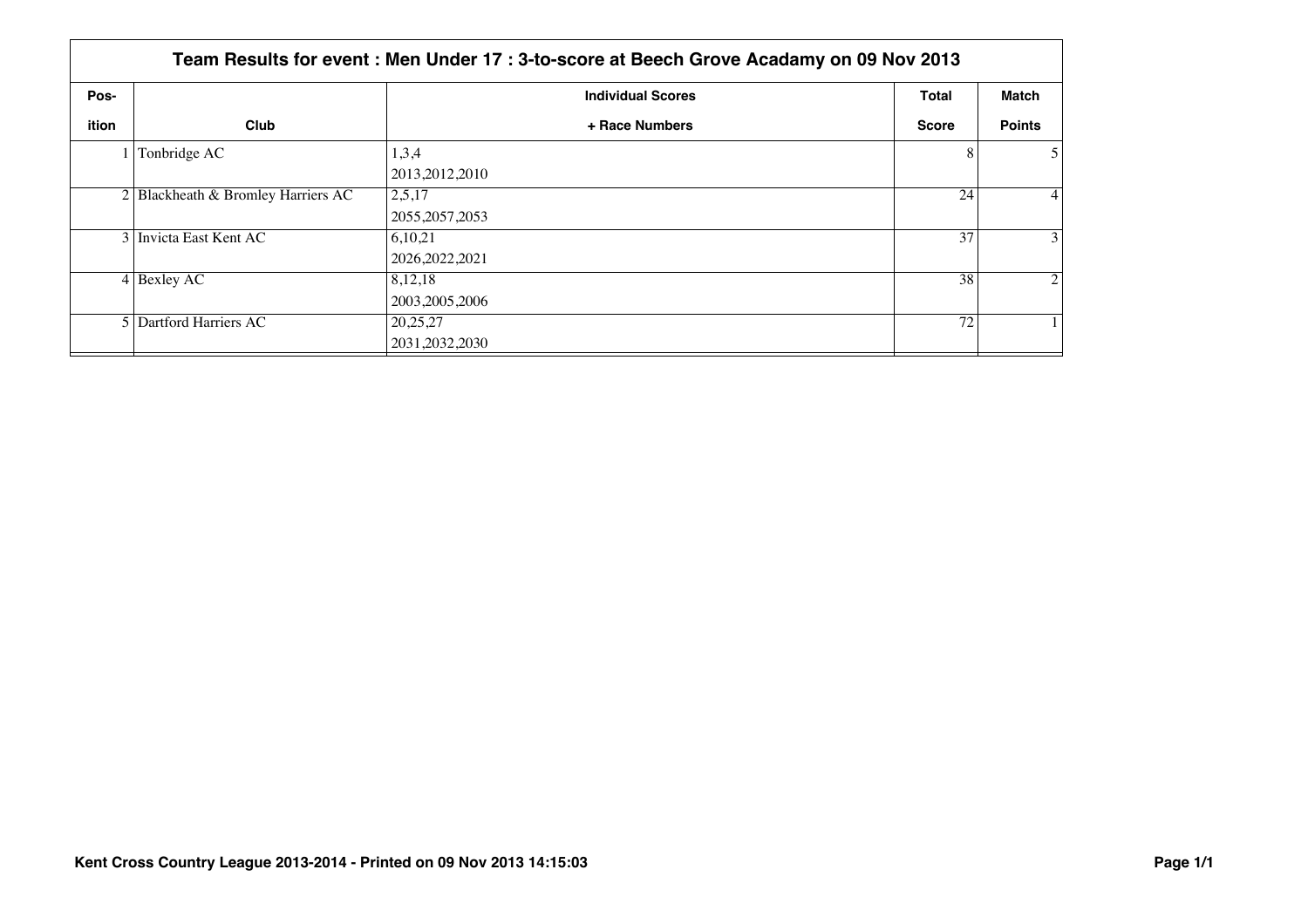# Team Results for event : Men Under 17 : 3-to-score at Beech Grove Acadamy on 09 Nov 2013

| Pos-ition | Club | Individual Scores + Race Numbers | Total Score | Match Points |
|---|---|---|---|---|
| 1 | Tonbridge AC | 1,3,4<br>2013,2012,2010 | 8 | 5 |
| 2 | Blackheath & Bromley Harriers AC | 2,5,17<br>2055,2057,2053 | 24 | 4 |
| 3 | Invicta East Kent AC | 6,10,21<br>2026,2022,2021 | 37 | 3 |
| 4 | Bexley AC | 8,12,18<br>2003,2005,2006 | 38 | 2 |
| 5 | Dartford Harriers AC | 20,25,27<br>2031,2032,2030 | 72 | 1 |

**Kent Cross Country League 2013-2014 - Printed on 09 Nov 2013 14:15:03**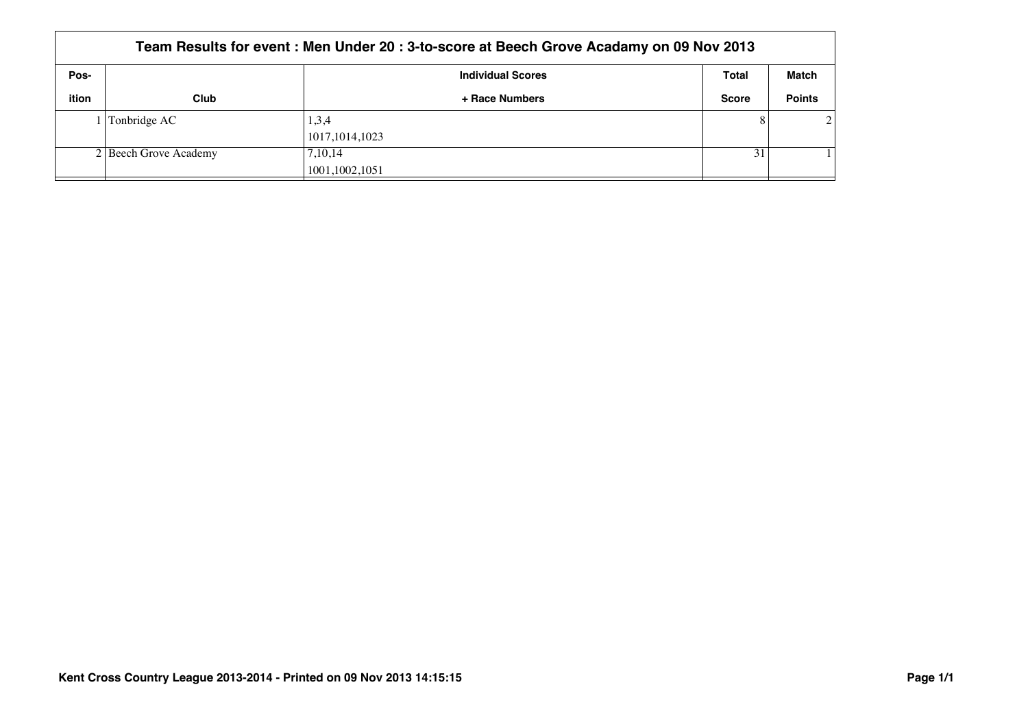## Team Results for event : Men Under 20 : 3-to-score at Beech Grove Acadamy on 09 Nov 2013

| Pos-ition | Club | Individual Scores + Race Numbers | Total Score | Match Points |
|---|---|---|---|---|
| 1 | Tonbridge AC | 1,3,4<br>1017,1014,1023 | 8 | 2 |
| 2 | Beech Grove Academy | 7,10,14<br>1001,1002,1051 | 31 | 1 |

**Kent Cross Country League 2013-2014 - Printed on 09 Nov 2013 14:15:15**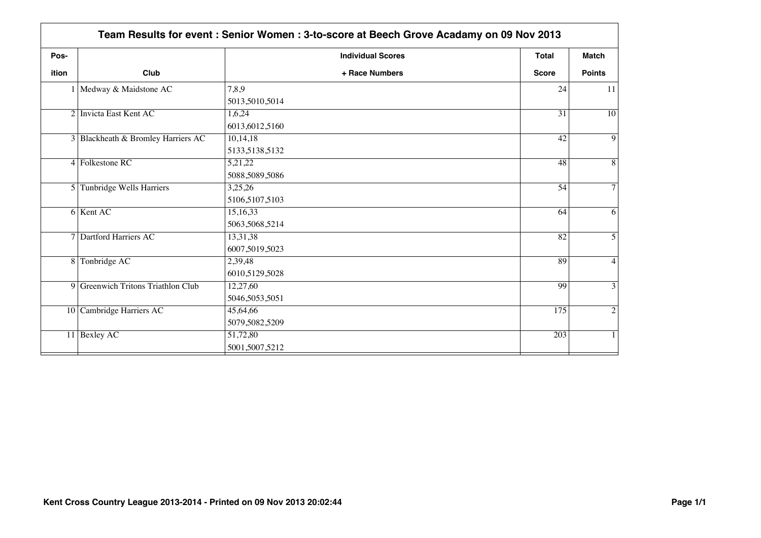## Team Results for event : Senior Women : 3-to-score at Beech Grove Acadamy on 09 Nov 2013

| Position | Club | Individual Scores + Race Numbers | Total Score | Match Points |
|---|---|---|---|---|
| 1 | Medway & Maidstone AC | 7,8,9<br>5013,5010,5014 | 24 | 11 |
| 2 | Invicta East Kent AC | 1,6,24<br>6013,6012,5160 | 31 | 10 |
| 3 | Blackheath & Bromley Harriers AC | 10,14,18<br>5133,5138,5132 | 42 | 9 |
| 4 | Folkestone RC | 5,21,22<br>5088,5089,5086 | 48 | 8 |
| 5 | Tunbridge Wells Harriers | 3,25,26<br>5106,5107,5103 | 54 | 7 |
| 6 | Kent AC | 15,16,33<br>5063,5068,5214 | 64 | 6 |
| 7 | Dartford Harriers AC | 13,31,38<br>6007,5019,5023 | 82 | 5 |
| 8 | Tonbridge AC | 2,39,48<br>6010,5129,5028 | 89 | 4 |
| 9 | Greenwich Tritons Triathlon Club | 12,27,60<br>5046,5053,5051 | 99 | 3 |
| 10 | Cambridge Harriers AC | 45,64,66<br>5079,5082,5209 | 175 | 2 |
| 11 | Bexley AC | 51,72,80<br>5001,5007,5212 | 203 | 1 |

**Kent Cross Country League 2013-2014 - Printed on 09 Nov 2013 20:02:44**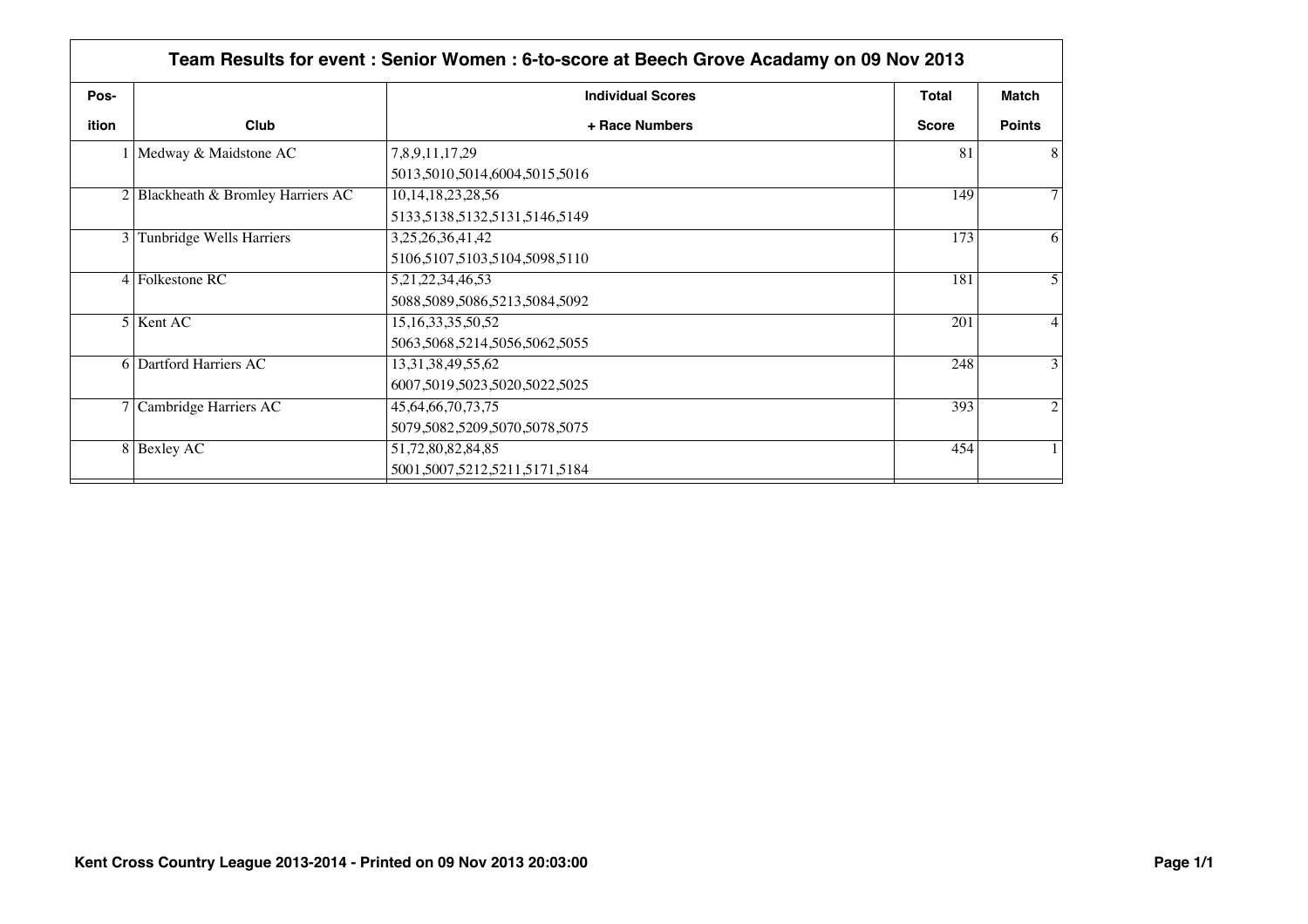## Team Results for event : Senior Women : 6-to-score at Beech Grove Acadamy on 09 Nov 2013

| Pos-ition | Club | Individual Scores + Race Numbers | Total Score | Match Points |
|---|---|---|---|---|
| 1 | Medway & Maidstone AC | 7,8,9,11,17,29<br>5013,5010,5014,6004,5015,5016 | 81 | 8 |
| 2 | Blackheath & Bromley Harriers AC | 10,14,18,23,28,56<br>5133,5138,5132,5131,5146,5149 | 149 | 7 |
| 3 | Tunbridge Wells Harriers | 3,25,26,36,41,42<br>5106,5107,5103,5104,5098,5110 | 173 | 6 |
| 4 | Folkestone RC | 5,21,22,34,46,53<br>5088,5089,5086,5213,5084,5092 | 181 | 5 |
| 5 | Kent AC | 15,16,33,35,50,52<br>5063,5068,5214,5056,5062,5055 | 201 | 4 |
| 6 | Dartford Harriers AC | 13,31,38,49,55,62<br>6007,5019,5023,5020,5022,5025 | 248 | 3 |
| 7 | Cambridge Harriers AC | 45,64,66,70,73,75<br>5079,5082,5209,5070,5078,5075 | 393 | 2 |
| 8 | Bexley AC | 51,72,80,82,84,85<br>5001,5007,5212,5211,5171,5184 | 454 | 1 |

**Kent Cross Country League 2013-2014 - Printed on 09 Nov 2013 20:03:00**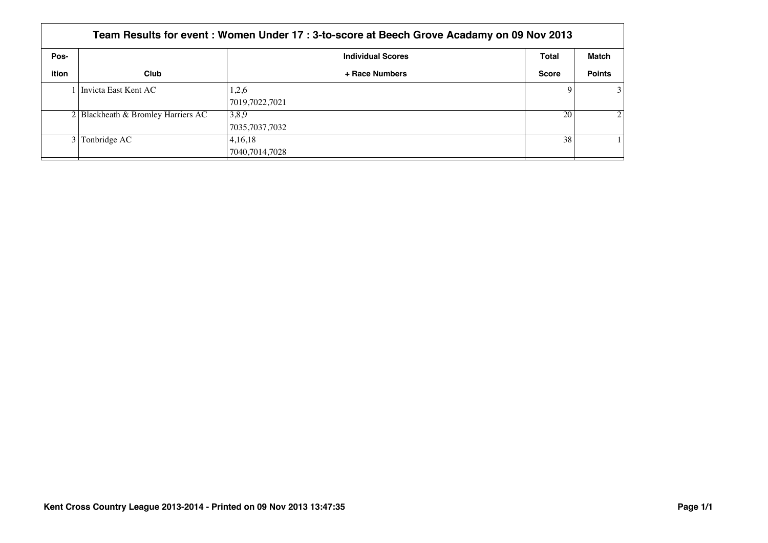## Team Results for event : Women Under 17 : 3-to-score at Beech Grove Acadamy on 09 Nov 2013

| Pos-ition | Club | Individual Scores + Race Numbers | Total Score | Match Points |
|---|---|---|---|---|
| 1 | Invicta East Kent AC | 1,2,6<br>7019,7022,7021 | 9 | 3 |
| 2 | Blackheath & Bromley Harriers AC | 3,8,9<br>7035,7037,7032 | 20 | 2 |
| 3 | Tonbridge AC | 4,16,18<br>7040,7014,7028 | 38 | 1 |

Kent Cross Country League 2013-2014 - Printed on 09 Nov 2013 13:47:35